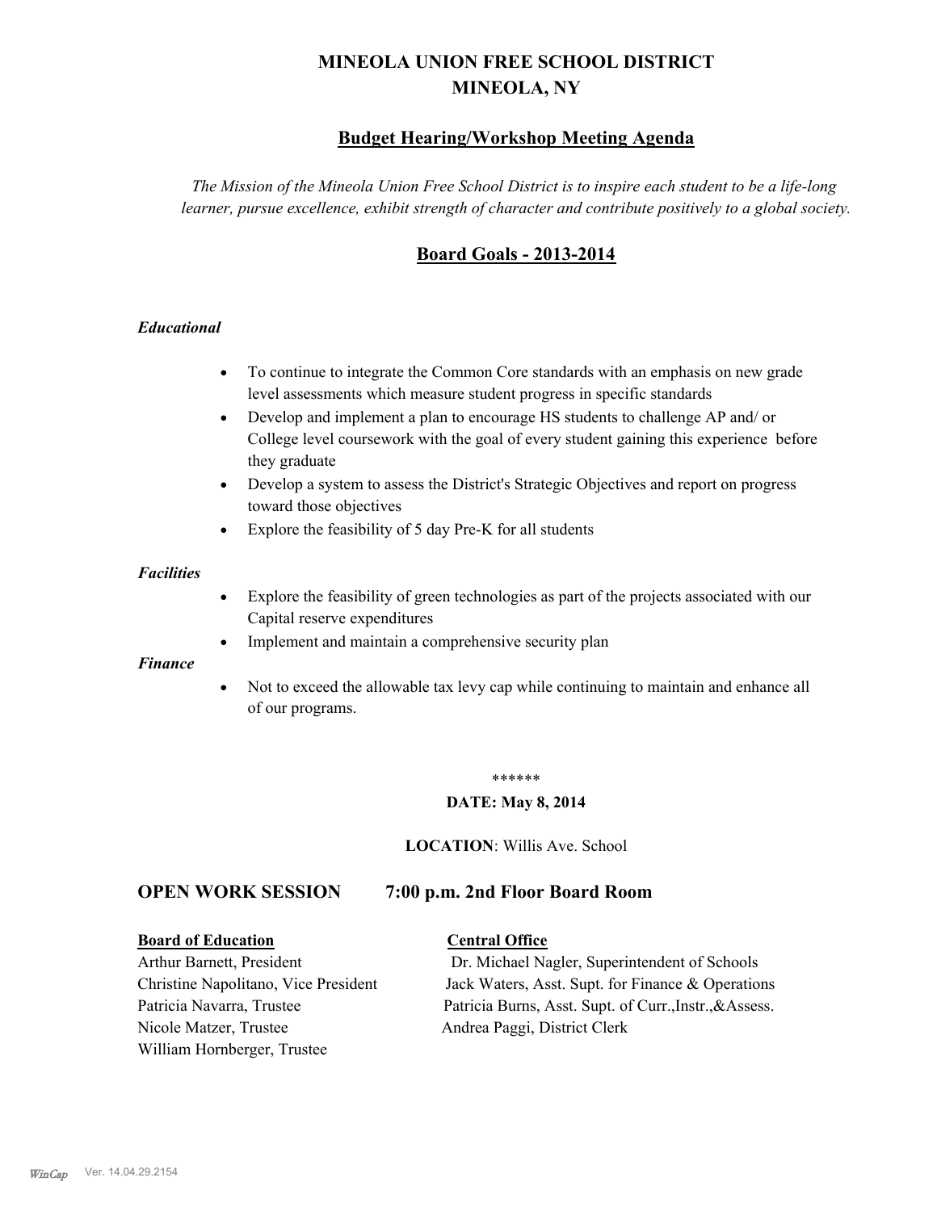# MINEOLA UNION FREE SCHOOL DISTRICT
# MINEOLA, NY

## Budget Hearing/Workshop Meeting Agenda

*The Mission of the Mineola Union Free School District is to inspire each student to be a life-long learner, pursue excellence, exhibit strength of character and contribute positively to a global society.*

## Board Goals - 2013-2014

### *Educational*

- To continue to integrate the Common Core standards with an emphasis on new grade level assessments which measure student progress in specific standards
- Develop and implement a plan to encourage HS students to challenge AP and/ or College level coursework with the goal of every student gaining this experience before they graduate
- Develop a system to assess the District's Strategic Objectives and report on progress toward those objectives
- Explore the feasibility of 5 day Pre-K for all students

### *Facilities*

- Explore the feasibility of green technologies as part of the projects associated with our Capital reserve expenditures
- Implement and maintain a comprehensive security plan

### *Finance*

- Not to exceed the allowable tax levy cap while continuing to maintain and enhance all of our programs.

******

**DATE: May 8, 2014**

**LOCATION**: Willis Ave. School

## OPEN WORK SESSION 7:00 p.m. 2nd Floor Board Room

**Board of Education**

Arthur Barnett, President
Christine Napolitano, Vice President
Patricia Navarra, Trustee
Nicole Matzer, Trustee
William Hornberger, Trustee

**Central Office**

Dr. Michael Nagler, Superintendent of Schools
Jack Waters, Asst. Supt. for Finance & Operations
Patricia Burns, Asst. Supt. of Curr.,Instr.,&Assess.
Andrea Paggi, District Clerk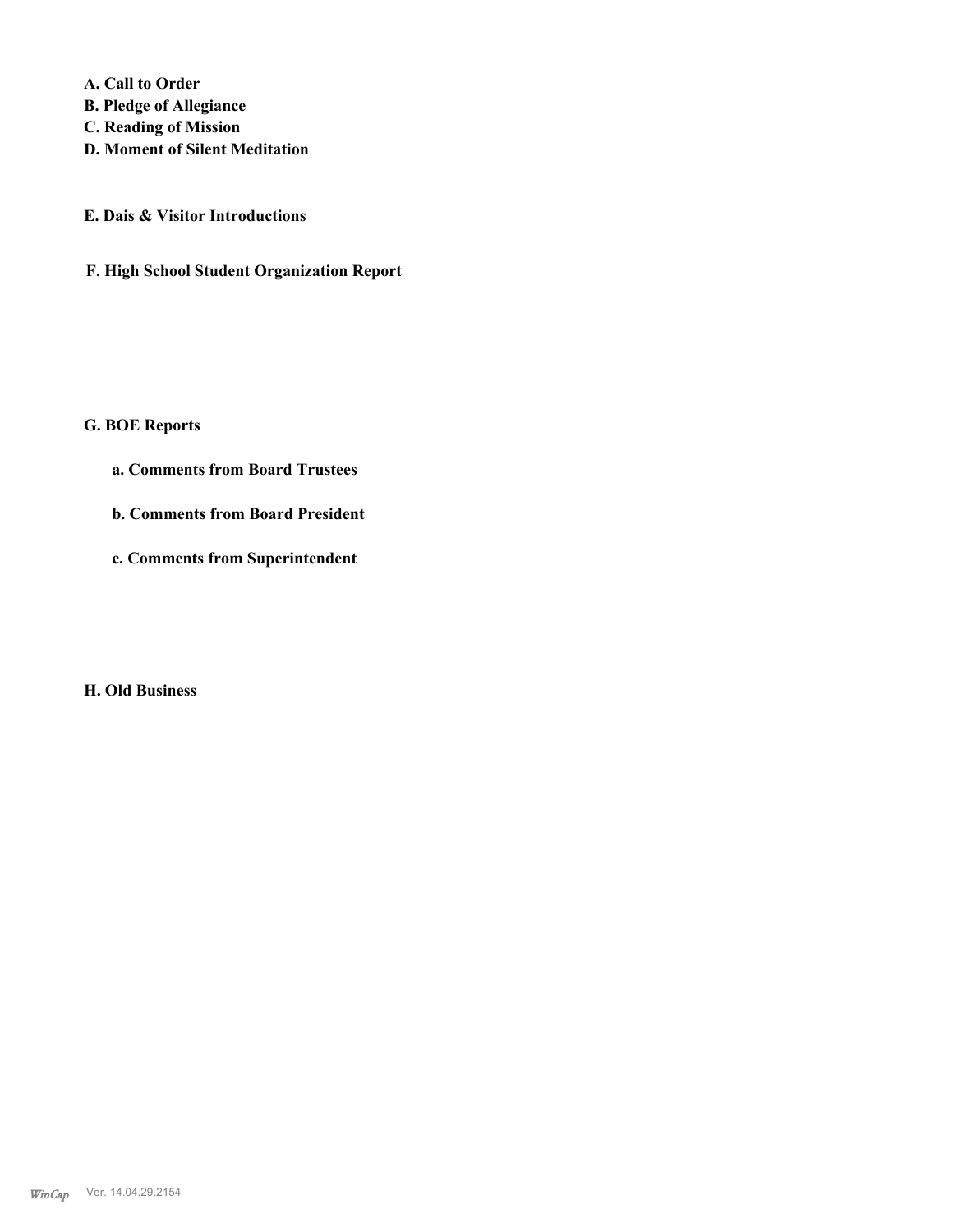**A. Call to Order**
**B. Pledge of Allegiance**
**C. Reading of Mission**
**D. Moment of Silent Meditation**

**E. Dais & Visitor Introductions**

**F. High School Student Organization Report**

**G. BOE Reports**

**a. Comments from Board Trustees**

**b. Comments from Board President**

**c. Comments from Superintendent**

**H. Old Business**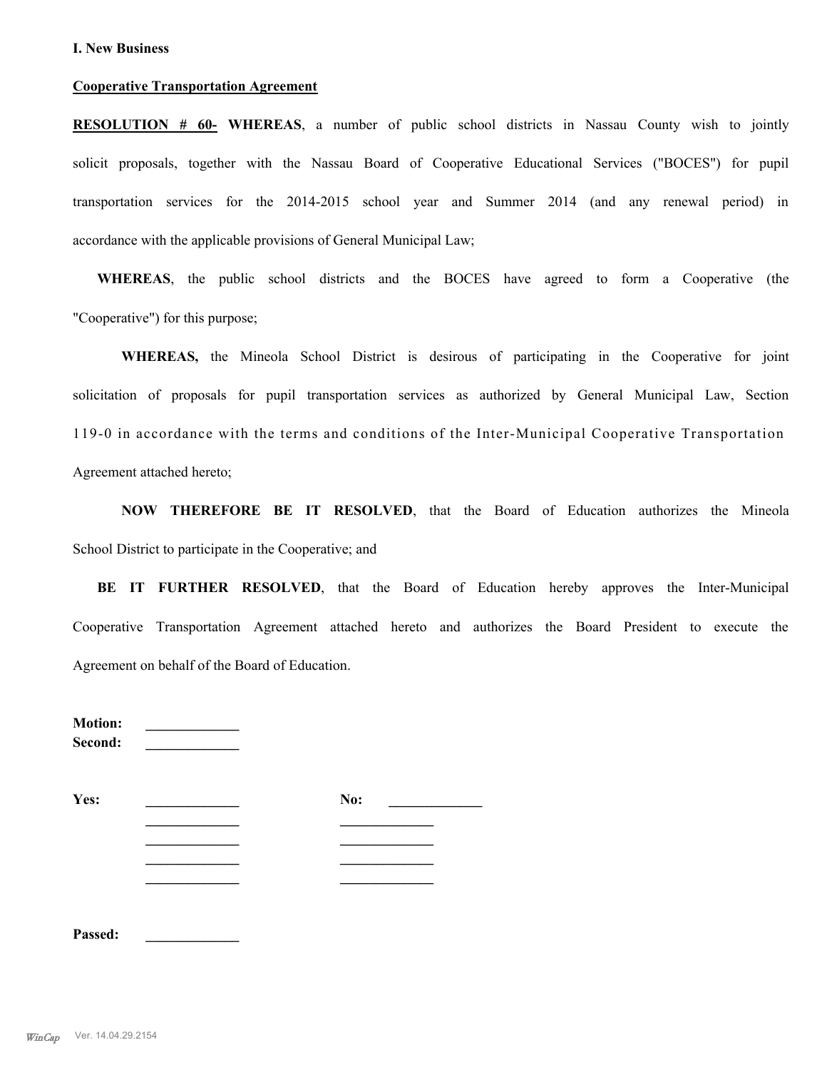**I. New Business**

**Cooperative Transportation Agreement**

**RESOLUTION # 60- WHEREAS**, a number of public school districts in Nassau County wish to jointly solicit proposals, together with the Nassau Board of Cooperative Educational Services ("BOCES") for pupil transportation services for the 2014-2015 school year and Summer 2014 (and any renewal period) in accordance with the applicable provisions of General Municipal Law;

**WHEREAS**, the public school districts and the BOCES have agreed to form a Cooperative (the "Cooperative") for this purpose;

**WHEREAS,** the Mineola School District is desirous of participating in the Cooperative for joint solicitation of proposals for pupil transportation services as authorized by General Municipal Law, Section 119-0 in accordance with the terms and conditions of the Inter-Municipal Cooperative Transportation Agreement attached hereto;

**NOW THEREFORE BE IT RESOLVED**, that the Board of Education authorizes the Mineola School District to participate in the Cooperative; and

**BE IT FURTHER RESOLVED**, that the Board of Education hereby approves the Inter-Municipal Cooperative Transportation Agreement attached hereto and authorizes the Board President to execute the Agreement on behalf of the Board of Education.

**Motion:** _____________
**Second:** _____________

| **Yes:** | _____________ | **No:** | _____________ |
|---|---|---|---|
| | _____________ | | _____________ |
| | _____________ | | _____________ |
| | _____________ | | _____________ |
| | _____________ | | _____________ |

**Passed:** _____________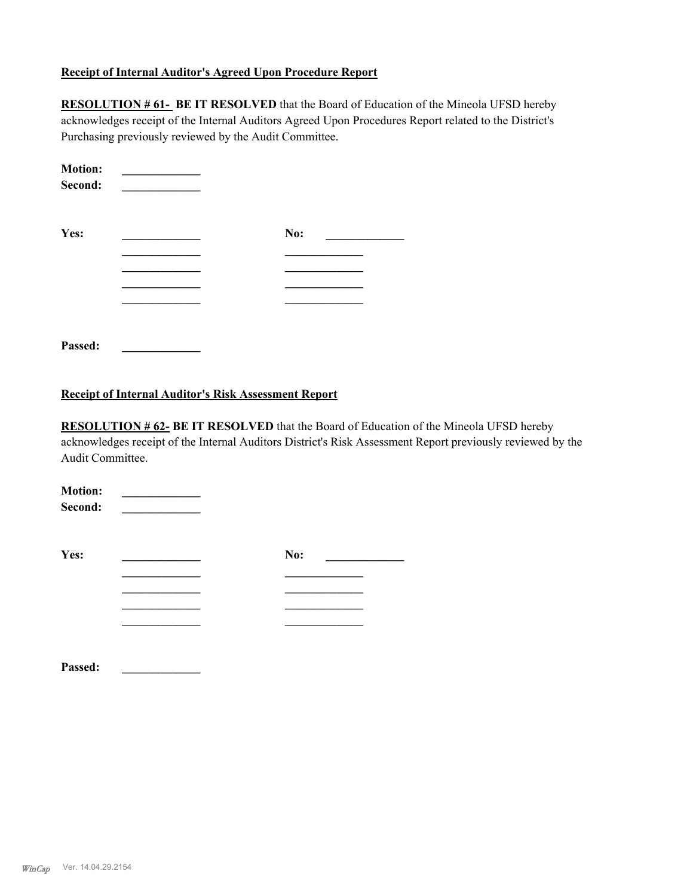**Receipt of Internal Auditor's Agreed Upon Procedure Report**

**RESOLUTION # 61- BE IT RESOLVED** that the Board of Education of the Mineola UFSD hereby acknowledges receipt of the Internal Auditors Agreed Upon Procedures Report related to the District's Purchasing previously reviewed by the Audit Committee.

**Motion:** _____________
**Second:** _____________

| **Yes:** | _____________ | **No:** | _____________ |
|---|---|---|---|
| | _____________ | | _____________ |
| | _____________ | | _____________ |
| | _____________ | | _____________ |
| | _____________ | | _____________ |

**Passed:** _____________

**Receipt of Internal Auditor's Risk Assessment Report**

**RESOLUTION # 62- BE IT RESOLVED** that the Board of Education of the Mineola UFSD hereby acknowledges receipt of the Internal Auditors District's Risk Assessment Report previously reviewed by the Audit Committee.

**Motion:** _____________
**Second:** _____________

| **Yes:** | _____________ | **No:** | _____________ |
|---|---|---|---|
| | _____________ | | _____________ |
| | _____________ | | _____________ |
| | _____________ | | _____________ |
| | _____________ | | _____________ |

**Passed:** _____________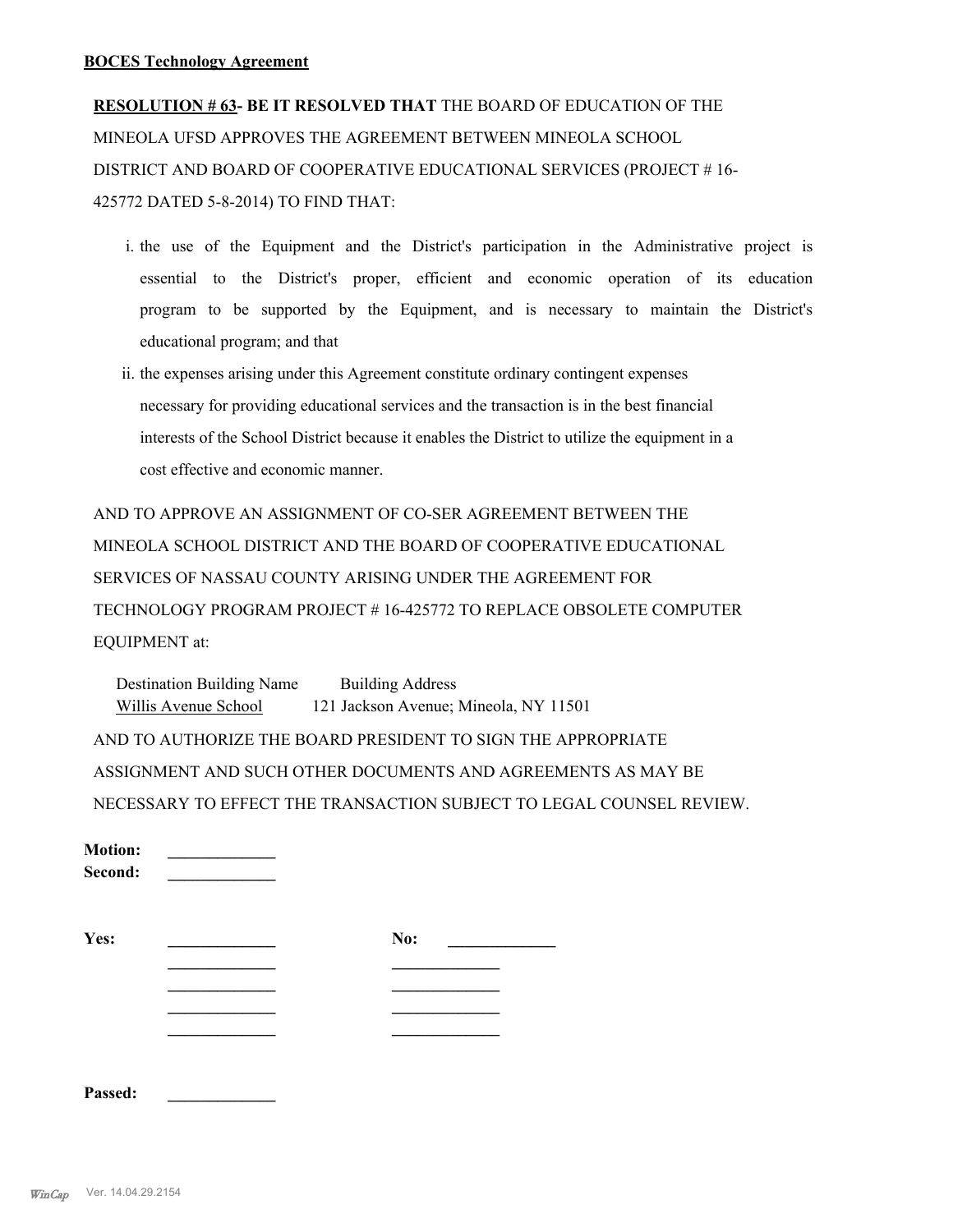**BOCES Technology Agreement**

**RESOLUTION # 63- BE IT RESOLVED THAT** THE BOARD OF EDUCATION OF THE MINEOLA UFSD APPROVES THE AGREEMENT BETWEEN MINEOLA SCHOOL DISTRICT AND BOARD OF COOPERATIVE EDUCATIONAL SERVICES (PROJECT # 16-425772 DATED 5-8-2014) TO FIND THAT:

i. the use of the Equipment and the District's participation in the Administrative project is essential to the District's proper, efficient and economic operation of its education program to be supported by the Equipment, and is necessary to maintain the District's educational program; and that

ii. the expenses arising under this Agreement constitute ordinary contingent expenses necessary for providing educational services and the transaction is in the best financial interests of the School District because it enables the District to utilize the equipment in a cost effective and economic manner.

AND TO APPROVE AN ASSIGNMENT OF CO-SER AGREEMENT BETWEEN THE MINEOLA SCHOOL DISTRICT AND THE BOARD OF COOPERATIVE EDUCATIONAL SERVICES OF NASSAU COUNTY ARISING UNDER THE AGREEMENT FOR TECHNOLOGY PROGRAM PROJECT # 16-425772 TO REPLACE OBSOLETE COMPUTER EQUIPMENT at:

| Destination Building Name | Building Address |
|---|---|
| Willis Avenue School | 121 Jackson Avenue; Mineola, NY 11501 |

AND TO AUTHORIZE THE BOARD PRESIDENT TO SIGN THE APPROPRIATE ASSIGNMENT AND SUCH OTHER DOCUMENTS AND AGREEMENTS AS MAY BE NECESSARY TO EFFECT THE TRANSACTION SUBJECT TO LEGAL COUNSEL REVIEW.

**Motion:** _____________
**Second:** _____________

| **Yes:** | _____________ | **No:** | _____________ |
|---|---|---|---|
| | _____________ | | _____________ |
| | _____________ | | _____________ |
| | _____________ | | _____________ |
| | _____________ | | _____________ |

**Passed:** _____________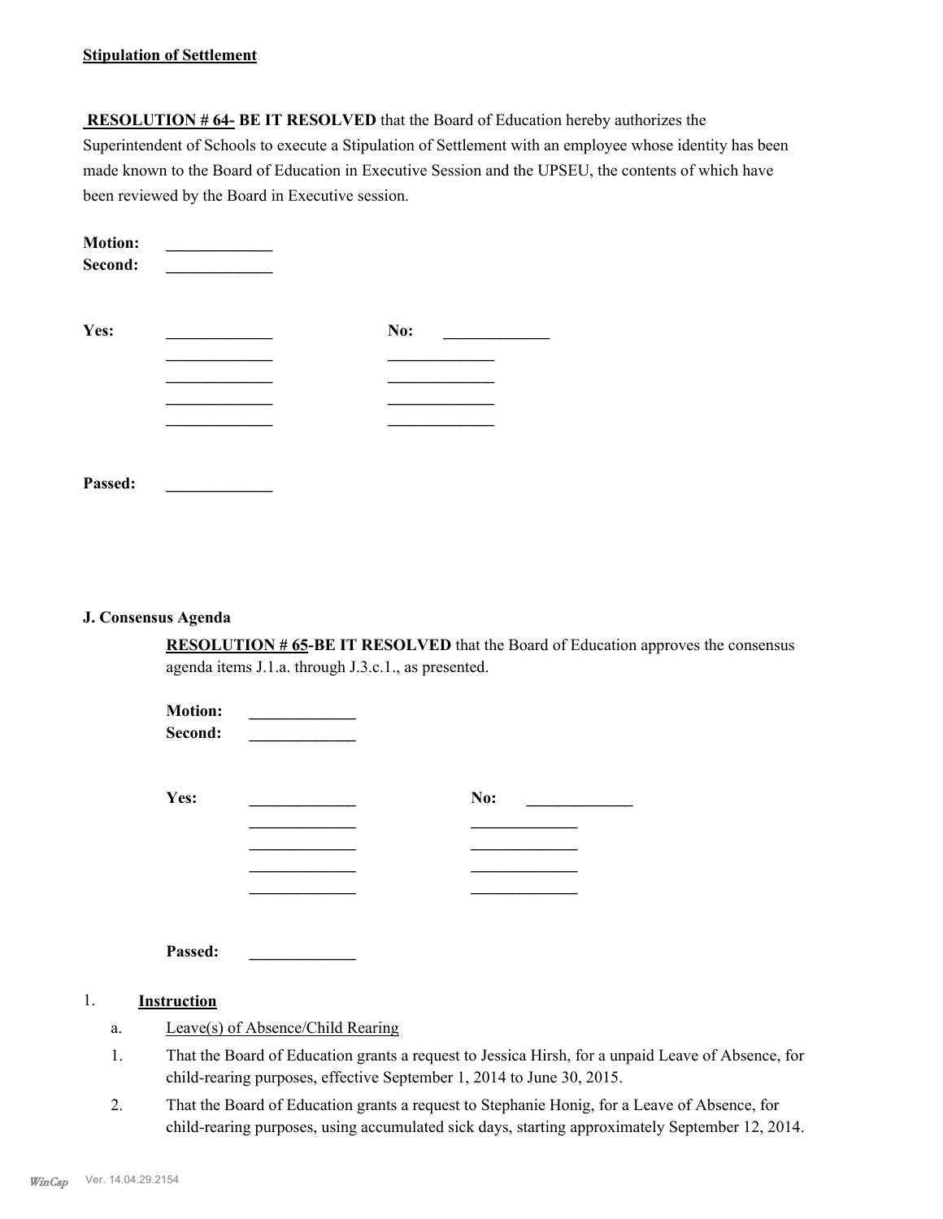**Stipulation of Settlement**

**RESOLUTION # 64- BE IT RESOLVED** that the Board of Education hereby authorizes the Superintendent of Schools to execute a Stipulation of Settlement with an employee whose identity has been made known to the Board of Education in Executive Session and the UPSEU, the contents of which have been reviewed by the Board in Executive session.

**Motion:** _____________
**Second:** _____________

| **Yes:** | _____________ | **No:** | _____________ |
|---|---|---|---|
| | _____________ | | _____________ |
| | _____________ | | _____________ |
| | _____________ | | _____________ |
| | _____________ | | _____________ |

**Passed:** _____________

**J. Consensus Agenda**

**RESOLUTION # 65-BE IT RESOLVED** that the Board of Education approves the consensus agenda items J.1.a. through J.3.c.1., as presented.

**Motion:** _____________
**Second:** _____________

| **Yes:** | _____________ | **No:** | _____________ |
|---|---|---|---|
| | _____________ | | _____________ |
| | _____________ | | _____________ |
| | _____________ | | _____________ |
| | _____________ | | _____________ |

**Passed:** _____________

1. **Instruction**

   a. Leave(s) of Absence/Child Rearing

   1. That the Board of Education grants a request to Jessica Hirsh, for a unpaid Leave of Absence, for child-rearing purposes, effective September 1, 2014 to June 30, 2015.
   2. That the Board of Education grants a request to Stephanie Honig, for a Leave of Absence, for child-rearing purposes, using accumulated sick days, starting approximately September 12, 2014.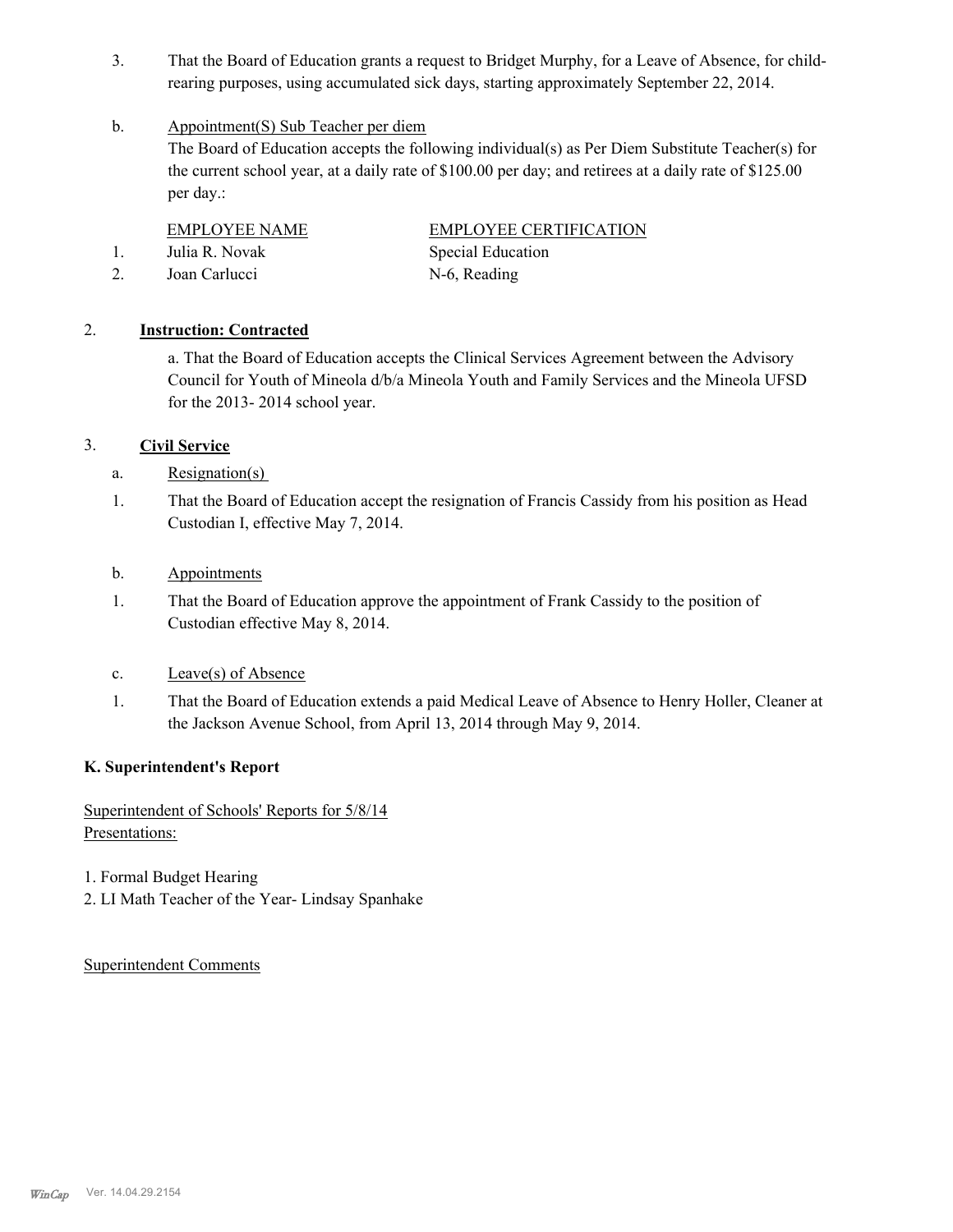3. That the Board of Education grants a request to Bridget Murphy, for a Leave of Absence, for child-rearing purposes, using accumulated sick days, starting approximately September 22, 2014.

b. Appointment(S) Sub Teacher per diem

The Board of Education accepts the following individual(s) as Per Diem Substitute Teacher(s) for the current school year, at a daily rate of $100.00 per day; and retirees at a daily rate of $125.00 per day.:

| | EMPLOYEE NAME | EMPLOYEE CERTIFICATION |
|---|---|---|
| 1. | Julia R. Novak | Special Education |
| 2. | Joan Carlucci | N-6, Reading |

2. **Instruction: Contracted**

a. That the Board of Education accepts the Clinical Services Agreement between the Advisory Council for Youth of Mineola d/b/a Mineola Youth and Family Services and the Mineola UFSD for the 2013- 2014 school year.

3. **Civil Service**

a. Resignation(s)

1. That the Board of Education accept the resignation of Francis Cassidy from his position as Head Custodian I, effective May 7, 2014.

b. Appointments

1. That the Board of Education approve the appointment of Frank Cassidy to the position of Custodian effective May 8, 2014.

c. Leave(s) of Absence

1. That the Board of Education extends a paid Medical Leave of Absence to Henry Holler, Cleaner at the Jackson Avenue School, from April 13, 2014 through May 9, 2014.

**K. Superintendent's Report**

Superintendent of Schools' Reports for 5/8/14
Presentations:

1. Formal Budget Hearing
2. LI Math Teacher of the Year- Lindsay Spanhake

Superintendent Comments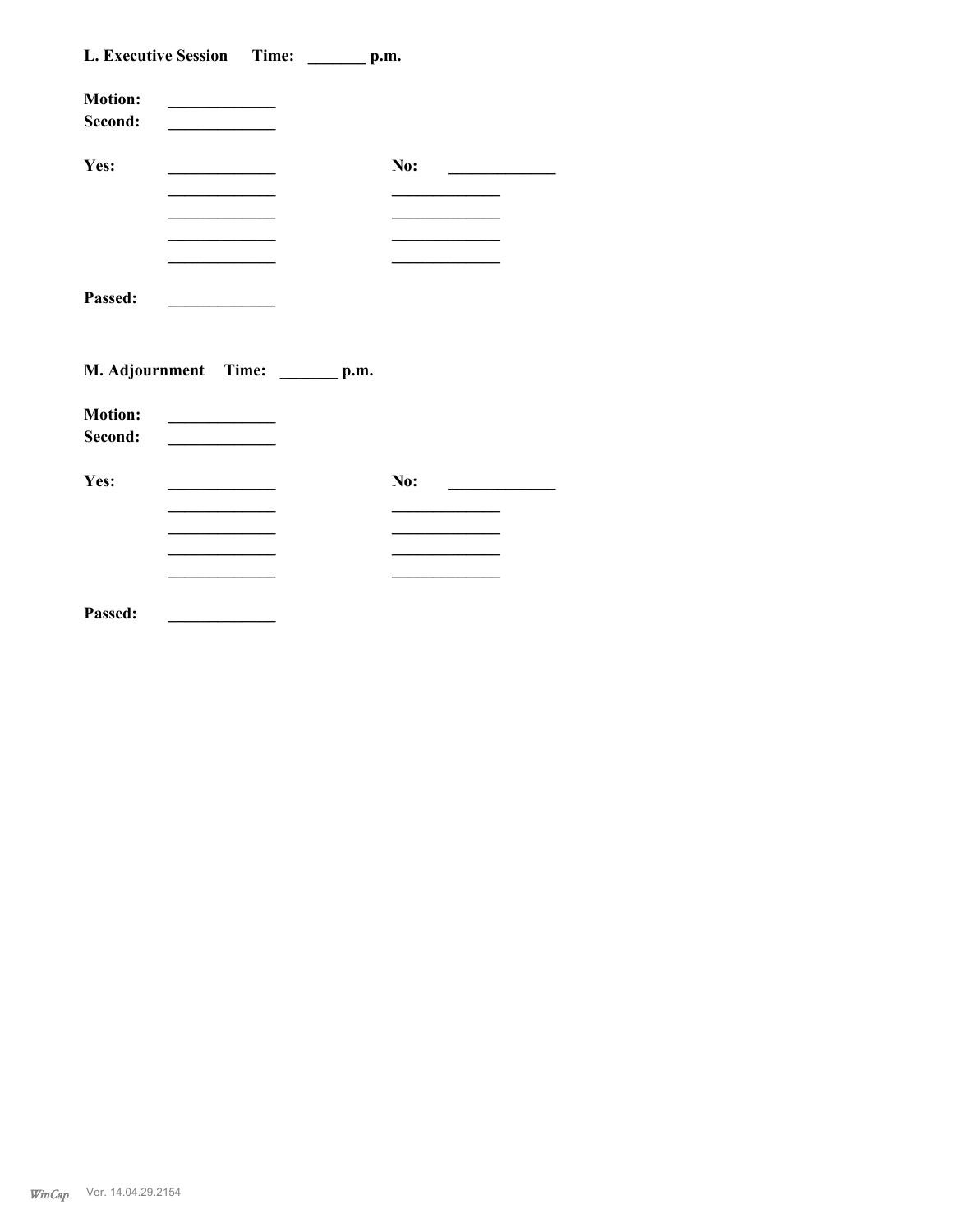**L. Executive Session Time: _______ p.m.**

**Motion:** _____________
**Second:** _____________

**Yes:** _____________ **No:** _____________
_____________ _____________
_____________ _____________
_____________ _____________
_____________ _____________

**Passed:** _____________

**M. Adjournment Time: _______ p.m.**

**Motion:** _____________
**Second:** _____________

**Yes:** _____________ **No:** _____________
_____________ _____________
_____________ _____________
_____________ _____________
_____________ _____________

**Passed:** _____________

*WinCap* Ver. 14.04.29.2154